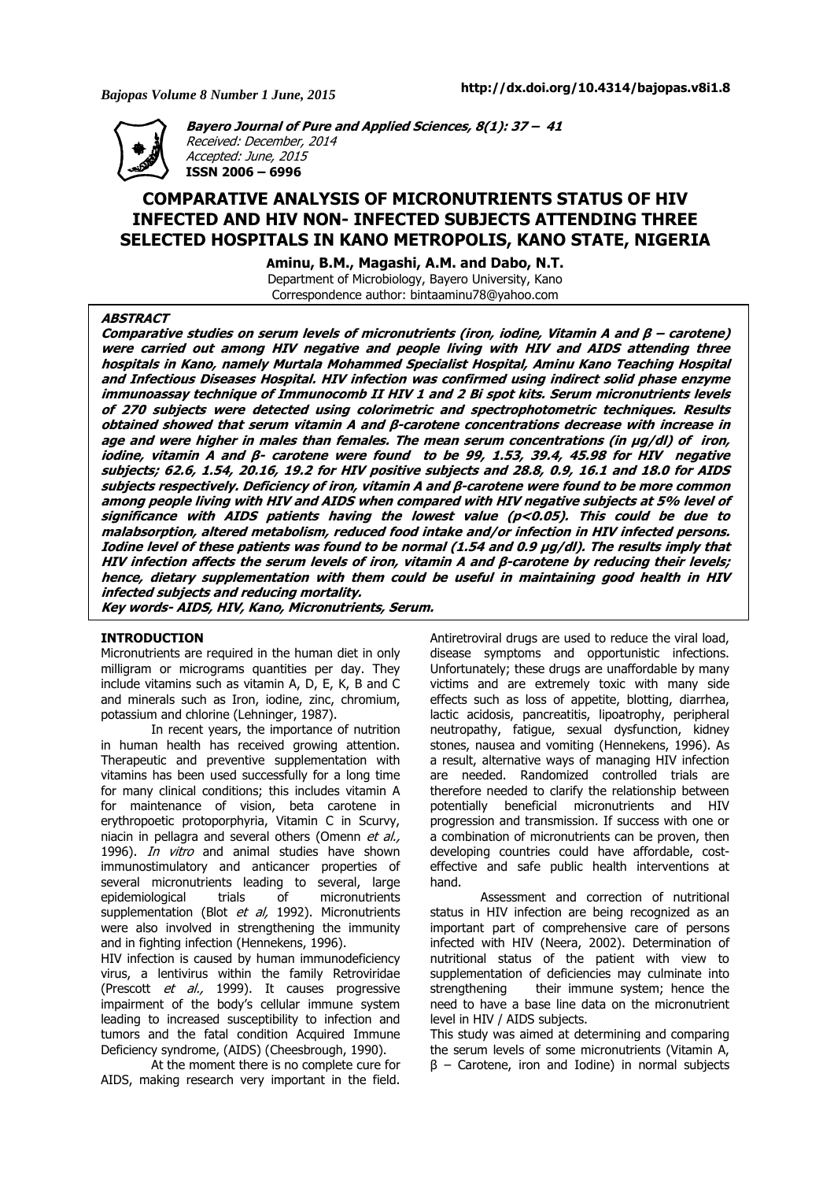**Bayero Journal of Pure and Applied Sciences, 8(1): 37 – 41**
*Received: December, 2014*
*Accepted: June, 2015*
**ISSN 2006 – 6996**

http://dx.doi.org/10.4314/bajopas.v8i1.8

# COMPARATIVE ANALYSIS OF MICRONUTRIENTS STATUS OF HIV INFECTED AND HIV NON- INFECTED SUBJECTS ATTENDING THREE SELECTED HOSPITALS IN KANO METROPOLIS, KANO STATE, NIGERIA

**Aminu, B.M., Magashi, A.M. and Dabo, N.T.**
Department of Microbiology, Bayero University, Kano
Correspondence author: bintaaminu78@yahoo.com

## ABSTRACT

***Comparative studies on serum levels of micronutrients (iron, iodine, Vitamin A and β – carotene) were carried out among HIV negative and people living with HIV and AIDS attending three hospitals in Kano, namely Murtala Mohammed Specialist Hospital, Aminu Kano Teaching Hospital and Infectious Diseases Hospital. HIV infection was confirmed using indirect solid phase enzyme immunoassay technique of Immunocomb II HIV 1 and 2 Bi spot kits. Serum micronutrients levels of 270 subjects were detected using colorimetric and spectrophotometric techniques. Results obtained showed that serum vitamin A and β-carotene concentrations decrease with increase in age and were higher in males than females. The mean serum concentrations (in μg/dl) of iron, iodine, vitamin A and β- carotene were found to be 99, 1.53, 39.4, 45.98 for HIV negative subjects; 62.6, 1.54, 20.16, 19.2 for HIV positive subjects and 28.8, 0.9, 16.1 and 18.0 for AIDS subjects respectively. Deficiency of iron, vitamin A and β-carotene were found to be more common among people living with HIV and AIDS when compared with HIV negative subjects at 5% level of significance with AIDS patients having the lowest value ($p<0.05$). This could be due to malabsorption, altered metabolism, reduced food intake and/or infection in HIV infected persons. Iodine level of these patients was found to be normal (1.54 and 0.9 μg/dl). The results imply that HIV infection affects the serum levels of iron, vitamin A and β-carotene by reducing their levels; hence, dietary supplementation with them could be useful in maintaining good health in HIV infected subjects and reducing mortality.***

***Key words- AIDS, HIV, Kano, Micronutrients, Serum.***

## INTRODUCTION

Micronutrients are required in the human diet in only milligram or micrograms quantities per day. They include vitamins such as vitamin A, D, E, K, B and C and minerals such as Iron, iodine, zinc, chromium, potassium and chlorine (Lehninger, 1987).

In recent years, the importance of nutrition in human health has received growing attention. Therapeutic and preventive supplementation with vitamins has been used successfully for a long time for many clinical conditions; this includes vitamin A for maintenance of vision, beta carotene in erythropoetic protoporphyria, Vitamin C in Scurvy, niacin in pellagra and several others (Omenn *et al.,* 1996). *In vitro* and animal studies have shown immunostimulatory and anticancer properties of several micronutrients leading to several, large epidemiological trials of micronutrients supplementation (Blot *et al,* 1992). Micronutrients were also involved in strengthening the immunity and in fighting infection (Hennekens, 1996).

HIV infection is caused by human immunodeficiency virus, a lentivirus within the family Retroviridae (Prescott *et al.,* 1999). It causes progressive impairment of the body's cellular immune system leading to increased susceptibility to infection and tumors and the fatal condition Acquired Immune Deficiency syndrome, (AIDS) (Cheesbrough, 1990).

At the moment there is no complete cure for AIDS, making research very important in the field. Antiretroviral drugs are used to reduce the viral load, disease symptoms and opportunistic infections. Unfortunately; these drugs are unaffordable by many victims and are extremely toxic with many side effects such as loss of appetite, blotting, diarrhea, lactic acidosis, pancreatitis, lipoatrophy, peripheral neutropathy, fatigue, sexual dysfunction, kidney stones, nausea and vomiting (Hennekens, 1996). As a result, alternative ways of managing HIV infection are needed. Randomized controlled trials are therefore needed to clarify the relationship between potentially beneficial micronutrients and HIV progression and transmission. If success with one or a combination of micronutrients can be proven, then developing countries could have affordable, cost-effective and safe public health interventions at hand.

Assessment and correction of nutritional status in HIV infection are being recognized as an important part of comprehensive care of persons infected with HIV (Neera, 2002). Determination of nutritional status of the patient with view to supplementation of deficiencies may culminate into strengthening their immune system; hence the need to have a base line data on the micronutrient level in HIV / AIDS subjects.

This study was aimed at determining and comparing the serum levels of some micronutrients (Vitamin A, β – Carotene, iron and Iodine) in normal subjects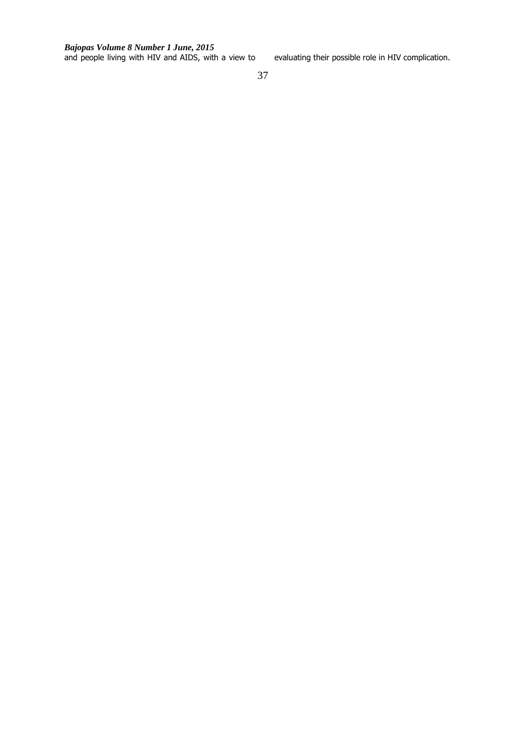and people living with HIV and AIDS, with a view to evaluating their possible role in HIV complication.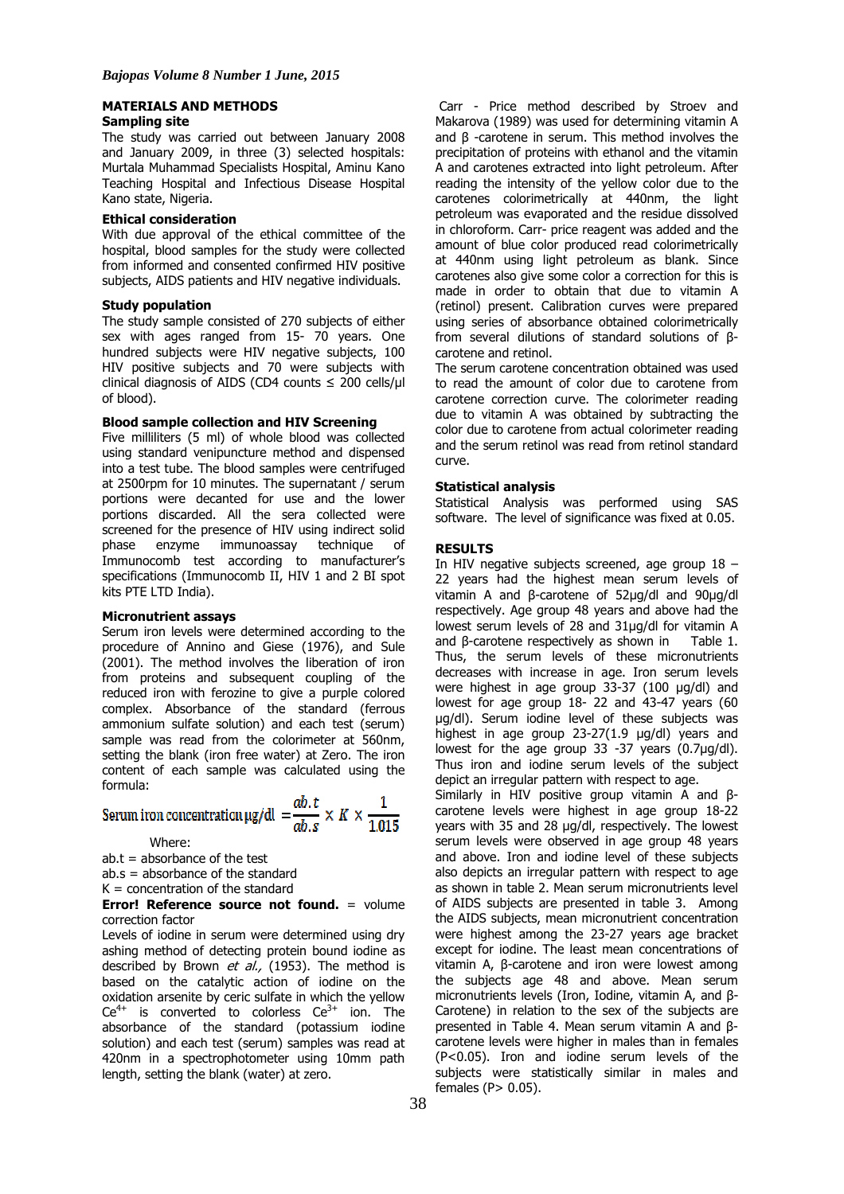## MATERIALS AND METHODS

### Sampling site

The study was carried out between January 2008 and January 2009, in three (3) selected hospitals: Murtala Muhammad Specialists Hospital, Aminu Kano Teaching Hospital and Infectious Disease Hospital Kano state, Nigeria.

### Ethical consideration

With due approval of the ethical committee of the hospital, blood samples for the study were collected from informed and consented confirmed HIV positive subjects, AIDS patients and HIV negative individuals.

### Study population

The study sample consisted of 270 subjects of either sex with ages ranged from 15- 70 years. One hundred subjects were HIV negative subjects, 100 HIV positive subjects and 70 were subjects with clinical diagnosis of AIDS (CD4 counts ≤ 200 cells/µl of blood).

### Blood sample collection and HIV Screening

Five milliliters (5 ml) of whole blood was collected using standard venipuncture method and dispensed into a test tube. The blood samples were centrifuged at 2500rpm for 10 minutes. The supernatant / serum portions were decanted for use and the lower portions discarded. All the sera collected were screened for the presence of HIV using indirect solid phase enzyme immunoassay technique of Immunocomb test according to manufacturer's specifications (Immunocomb II, HIV 1 and 2 BI spot kits PTE LTD India).

### Micronutrient assays

Serum iron levels were determined according to the procedure of Annino and Giese (1976), and Sule (2001). The method involves the liberation of iron from proteins and subsequent coupling of the reduced iron with ferozine to give a purple colored complex. Absorbance of the standard (ferrous ammonium sulfate solution) and each test (serum) sample was read from the colorimeter at 560nm, setting the blank (iron free water) at Zero. The iron content of each sample was calculated using the formula:

$$\text{Serum iron concentration } \mu g/dl = \frac{ab.t}{ab.s} \times K \times \frac{1}{1.015}$$

Where:

ab.t = absorbance of the test

ab.s = absorbance of the standard

K = concentration of the standard

**Error! Reference source not found.** = volume correction factor

Levels of iodine in serum were determined using dry ashing method of detecting protein bound iodine as described by Brown *et al.,* (1953). The method is based on the catalytic action of iodine on the oxidation arsenite by ceric sulfate in which the yellow $Ce^{4+}$ is converted to colorless $Ce^{3+}$ ion. The absorbance of the standard (potassium iodine solution) and each test (serum) samples was read at 420nm in a spectrophotometer using 10mm path length, setting the blank (water) at zero.

Carr - Price method described by Stroev and Makarova (1989) was used for determining vitamin A and β -carotene in serum. This method involves the precipitation of proteins with ethanol and the vitamin A and carotenes extracted into light petroleum. After reading the intensity of the yellow color due to the carotenes colorimetrically at 440nm, the light petroleum was evaporated and the residue dissolved in chloroform. Carr- price reagent was added and the amount of blue color produced read colorimetrically at 440nm using light petroleum as blank. Since carotenes also give some color a correction for this is made in order to obtain that due to vitamin A (retinol) present. Calibration curves were prepared using series of absorbance obtained colorimetrically from several dilutions of standard solutions of β-carotene and retinol.

The serum carotene concentration obtained was used to read the amount of color due to carotene from carotene correction curve. The colorimeter reading due to vitamin A was obtained by subtracting the color due to carotene from actual colorimeter reading and the serum retinol was read from retinol standard curve.

### Statistical analysis

Statistical Analysis was performed using SAS software. The level of significance was fixed at 0.05.

## RESULTS

In HIV negative subjects screened, age group 18 – 22 years had the highest mean serum levels of vitamin A and β-carotene of 52µg/dl and 90µg/dl respectively. Age group 48 years and above had the lowest serum levels of 28 and 31µg/dl for vitamin A and β-carotene respectively as shown in Table 1. Thus, the serum levels of these micronutrients decreases with increase in age. Iron serum levels were highest in age group 33-37 (100 µg/dl) and lowest for age group 18- 22 and 43-47 years (60 µg/dl). Serum iodine level of these subjects was highest in age group 23-27(1.9 µg/dl) years and lowest for the age group 33 -37 years (0.7µg/dl). Thus iron and iodine serum levels of the subject depict an irregular pattern with respect to age.

Similarly in HIV positive group vitamin A and β-carotene levels were highest in age group 18-22 years with 35 and 28 µg/dl, respectively. The lowest serum levels were observed in age group 48 years and above. Iron and iodine level of these subjects also depicts an irregular pattern with respect to age as shown in table 2. Mean serum micronutrients level of AIDS subjects are presented in table 3. Among the AIDS subjects, mean micronutrient concentration were highest among the 23-27 years age bracket except for iodine. The least mean concentrations of vitamin A, β-carotene and iron were lowest among the subjects age 48 and above. Mean serum micronutrients levels (Iron, Iodine, vitamin A, and β-Carotene) in relation to the sex of the subjects are presented in Table 4. Mean serum vitamin A and β-carotene levels were higher in males than in females ($P<0.05$). Iron and iodine serum levels of the subjects were statistically similar in males and females ($P> 0.05$).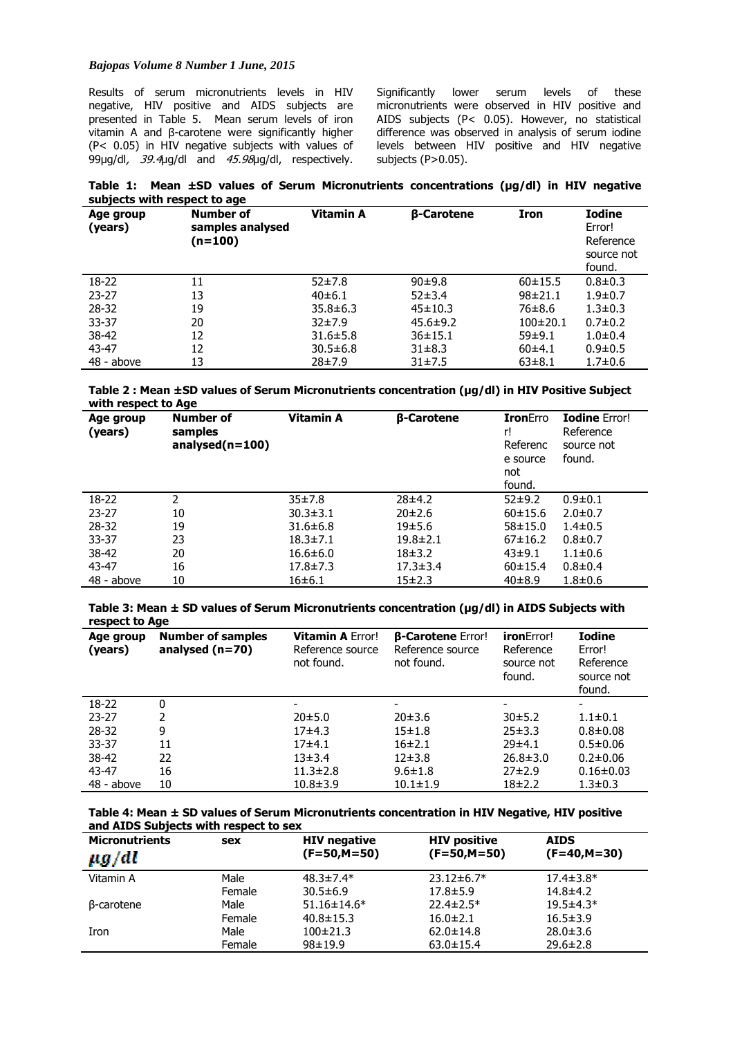Results of serum micronutrients levels in HIV negative, HIV positive and AIDS subjects are presented in Table 5. Mean serum levels of iron vitamin A and β-carotene were significantly higher ($P < 0.05$) in HIV negative subjects with values of 99µg/dl, *39.4*µg/dl and *45.98*µg/dl, respectively. Significantly lower serum levels of these micronutrients were observed in HIV positive and AIDS subjects ($P < 0.05$). However, no statistical difference was observed in analysis of serum iodine levels between HIV positive and HIV negative subjects ($P > 0.05$).

**Table 1: Mean ±SD values of Serum Micronutrients concentrations (µg/dl) in HIV negative subjects with respect to age**

| Age group (years) | Number of samples analysed (n=100) | Vitamin A | β-Carotene | Iron | Iodine Error! Reference source not found. |
|---|---|---|---|---|---|
| 18-22 | 11 | 52±7.8 | 90±9.8 | 60±15.5 | 0.8±0.3 |
| 23-27 | 13 | 40±6.1 | 52±3.4 | 98±21.1 | 1.9±0.7 |
| 28-32 | 19 | 35.8±6.3 | 45±10.3 | 76±8.6 | 1.3±0.3 |
| 33-37 | 20 | 32±7.9 | 45.6±9.2 | 100±20.1 | 0.7±0.2 |
| 38-42 | 12 | 31.6±5.8 | 36±15.1 | 59±9.1 | 1.0±0.4 |
| 43-47 | 12 | 30.5±6.8 | 31±8.3 | 60±4.1 | 0.9±0.5 |
| 48 - above | 13 | 28±7.9 | 31±7.5 | 63±8.1 | 1.7±0.6 |

**Table 2 : Mean ±SD values of Serum Micronutrients concentration (µg/dl) in HIV Positive Subject with respect to Age**

| Age group (years) | Number of samples analysed(n=100) | Vitamin A | β-Carotene | IronError! Reference source not found. | Iodine Error! Reference source not found. |
|---|---|---|---|---|---|
| 18-22 | 2 | 35±7.8 | 28±4.2 | 52±9.2 | 0.9±0.1 |
| 23-27 | 10 | 30.3±3.1 | 20±2.6 | 60±15.6 | 2.0±0.7 |
| 28-32 | 19 | 31.6±6.8 | 19±5.6 | 58±15.0 | 1.4±0.5 |
| 33-37 | 23 | 18.3±7.1 | 19.8±2.1 | 67±16.2 | 0.8±0.7 |
| 38-42 | 20 | 16.6±6.0 | 18±3.2 | 43±9.1 | 1.1±0.6 |
| 43-47 | 16 | 17.8±7.3 | 17.3±3.4 | 60±15.4 | 0.8±0.4 |
| 48 - above | 10 | 16±6.1 | 15±2.3 | 40±8.9 | 1.8±0.6 |

**Table 3: Mean ± SD values of Serum Micronutrients concentration (µg/dl) in AIDS Subjects with respect to Age**

| Age group (years) | Number of samples analysed (n=70) | Vitamin A Error! Reference source not found. | β-Carotene Error! Reference source not found. | ironError! Reference source not found. | Iodine Error! Reference source not found. |
|---|---|---|---|---|---|
| 18-22 | 0 | - | - | - | - |
| 23-27 | 2 | 20±5.0 | 20±3.6 | 30±5.2 | 1.1±0.1 |
| 28-32 | 9 | 17±4.3 | 15±1.8 | 25±3.3 | 0.8±0.08 |
| 33-37 | 11 | 17±4.1 | 16±2.1 | 29±4.1 | 0.5±0.06 |
| 38-42 | 22 | 13±3.4 | 12±3.8 | 26.8±3.0 | 0.2±0.06 |
| 43-47 | 16 | 11.3±2.8 | 9.6±1.8 | 27±2.9 | 0.16±0.03 |
| 48 - above | 10 | 10.8±3.9 | 10.1±1.9 | 18±2.2 | 1.3±0.3 |

**Table 4: Mean ± SD values of Serum Micronutrients concentration in HIV Negative, HIV positive and AIDS Subjects with respect to sex**

| Micronutrients $\mu g/dl$ | sex | HIV negative (F=50,M=50) | HIV positive (F=50,M=50) | AIDS (F=40,M=30) |
|---|---|---|---|---|
| Vitamin A | Male | 48.3±7.4* | 23.12±6.7* | 17.4±3.8* |
| | Female | 30.5±6.9 | 17.8±5.9 | 14.8±4.2 |
| β-carotene | Male | 51.16±14.6* | 22.4±2.5* | 19.5±4.3* |
| | Female | 40.8±15.3 | 16.0±2.1 | 16.5±3.9 |
| Iron | Male | 100±21.3 | 62.0±14.8 | 28.0±3.6 |
| | Female | 98±19.9 | 63.0±15.4 | 29.6±2.8 |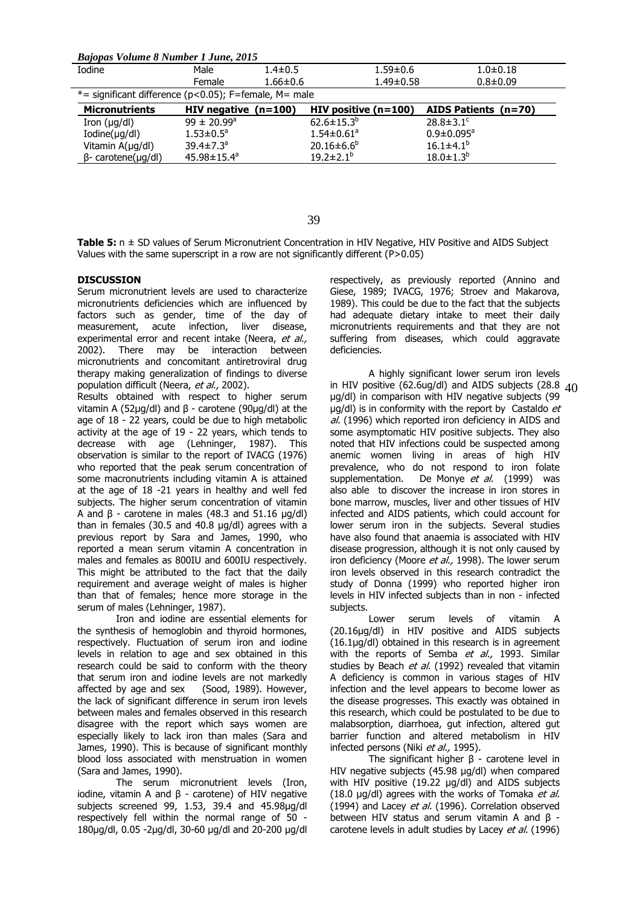| Iodine | Male | 1.4±0.5 | 1.59±0.6 | 1.0±0.18 |
| --- | --- | --- | --- | --- |
| | Female | 1.66±0.6 | 1.49±0.58 | 0.8±0.09 |

*= significant difference ($p<0.05$); F=female, M= male

| Micronutrients | HIV negative (n=100) | HIV positive (n=100) | AIDS Patients (n=70) |
| --- | --- | --- | --- |
| Iron (µg/dl) | $99 \pm 20.99^{a}$ | $62.6\pm15.3^{b}$ | $28.8\pm3.1^{c}$ |
| Iodine(µg/dl) | $1.53\pm0.5^{a}$ | $1.54\pm0.61^{a}$ | $0.9\pm0.095^{a}$ |
| Vitamin A(µg/dl) | $39.4\pm7.3^{a}$ | $20.16\pm6.6^{b}$ | $16.1\pm4.1^{b}$ |
| β- carotene(µg/dl) | $45.98\pm15.4^{a}$ | $19.2\pm2.1^{b}$ | $18.0\pm1.3^{b}$ |

**Table 5:** n ± SD values of Serum Micronutrient Concentration in HIV Negative, HIV Positive and AIDS Subject Values with the same superscript in a row are not significantly different (P>0.05)

## DISCUSSION

Serum micronutrient levels are used to characterize micronutrients deficiencies which are influenced by factors such as gender, time of the day of measurement, acute infection, liver disease, experimental error and recent intake (Neera, *et al.,* 2002). There may be interaction between micronutrients and concomitant antiretroviral drug therapy making generalization of findings to diverse population difficult (Neera, *et al.,* 2002).

Results obtained with respect to higher serum vitamin A (52µg/dl) and β - carotene (90µg/dl) at the age of 18 - 22 years, could be due to high metabolic activity at the age of 19 - 22 years, which tends to decrease with age (Lehninger, 1987). This observation is similar to the report of IVACG (1976) who reported that the peak serum concentration of some macronutrients including vitamin A is attained at the age of 18 -21 years in healthy and well fed subjects. The higher serum concentration of vitamin A and β - carotene in males (48.3 and 51.16 µg/dl) than in females (30.5 and 40.8 µg/dl) agrees with a previous report by Sara and James, 1990, who reported a mean serum vitamin A concentration in males and females as 800IU and 600IU respectively. This might be attributed to the fact that the daily requirement and average weight of males is higher than that of females; hence more storage in the serum of males (Lehninger, 1987).

Iron and iodine are essential elements for the synthesis of hemoglobin and thyroid hormones, respectively. Fluctuation of serum iron and iodine levels in relation to age and sex obtained in this research could be said to conform with the theory that serum iron and iodine levels are not markedly affected by age and sex (Sood, 1989). However, the lack of significant difference in serum iron levels between males and females observed in this research disagree with the report which says women are especially likely to lack iron than males (Sara and James, 1990). This is because of significant monthly blood loss associated with menstruation in women (Sara and James, 1990).

The serum micronutrient levels (Iron, iodine, vitamin A and β - carotene) of HIV negative subjects screened 99, 1.53, 39.4 and 45.98µg/dl respectively fell within the normal range of 50 - 180µg/dl, 0.05 -2µg/dl, 30-60 µg/dl and 20-200 µg/dl respectively, as previously reported (Annino and Giese, 1989; IVACG, 1976; Stroev and Makarova, 1989). This could be due to the fact that the subjects had adequate dietary intake to meet their daily micronutrients requirements and that they are not suffering from diseases, which could aggravate deficiencies.

A highly significant lower serum iron levels in HIV positive (62.6ug/dl) and AIDS subjects (28.8 µg/dl) in comparison with HIV negative subjects (99 µg/dl) is in conformity with the report by Castaldo *et al.* (1996) which reported iron deficiency in AIDS and some asymptomatic HIV positive subjects. They also noted that HIV infections could be suspected among anemic women living in areas of high HIV prevalence, who do not respond to iron folate supplementation. De Monye *et al.* (1999) was also able to discover the increase in iron stores in bone marrow, muscles, liver and other tissues of HIV infected and AIDS patients, which could account for lower serum iron in the subjects. Several studies have also found that anaemia is associated with HIV disease progression, although it is not only caused by iron deficiency (Moore *et al.,* 1998). The lower serum iron levels observed in this research contradict the study of Donna (1999) who reported higher iron levels in HIV infected subjects than in non - infected subjects.

Lower serum levels of vitamin A (20.16µg/dl) in HIV positive and AIDS subjects (16.1µg/dl) obtained in this research is in agreement with the reports of Semba *et al.,* 1993. Similar studies by Beach *et al.* (1992) revealed that vitamin A deficiency is common in various stages of HIV infection and the level appears to become lower as the disease progresses. This exactly was obtained in this research, which could be postulated to be due to malabsorption, diarrhoea, gut infection, altered gut barrier function and altered metabolism in HIV infected persons (Niki *et al.,* 1995).

The significant higher β - carotene level in HIV negative subjects (45.98 µg/dl) when compared with HIV positive (19.22 µg/dl) and AIDS subjects (18.0 µg/dl) agrees with the works of Tomaka *et al.* (1994) and Lacey *et al.* (1996). Correlation observed between HIV status and serum vitamin A and β - carotene levels in adult studies by Lacey *et al.* (1996)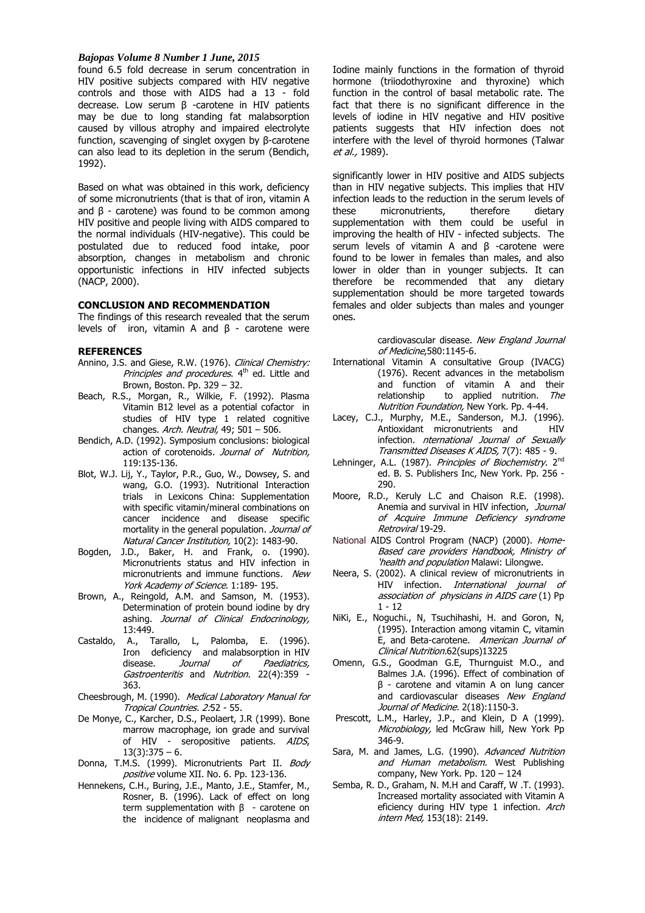found 6.5 fold decrease in serum concentration in HIV positive subjects compared with HIV negative controls and those with AIDS had a 13 - fold decrease. Low serum β -carotene in HIV patients may be due to long standing fat malabsorption caused by villous atrophy and impaired electrolyte function, scavenging of singlet oxygen by β-carotene can also lead to its depletion in the serum (Bendich, 1992).

Based on what was obtained in this work, deficiency of some micronutrients (that is that of iron, vitamin A and β - carotene) was found to be common among HIV positive and people living with AIDS compared to the normal individuals (HIV-negative). This could be postulated due to reduced food intake, poor absorption, changes in metabolism and chronic opportunistic infections in HIV infected subjects (NACP, 2000).

**CONCLUSION AND RECOMMENDATION**

The findings of this research revealed that the serum levels of iron, vitamin A and β - carotene were significantly lower in HIV positive and AIDS subjects than in HIV negative subjects. This implies that HIV infection leads to the reduction in the serum levels of these micronutrients, therefore dietary supplementation with them could be useful in improving the health of HIV - infected subjects. The serum levels of vitamin A and β -carotene were found to be lower in females than males, and also lower in older than in younger subjects. It can therefore be recommended that any dietary supplementation should be more targeted towards females and older subjects than males and younger ones.

Iodine mainly functions in the formation of thyroid hormone (triiodothyroxine and thyroxine) which function in the control of basal metabolic rate. The fact that there is no significant difference in the levels of iodine in HIV negative and HIV positive patients suggests that HIV infection does not interfere with the level of thyroid hormones (Talwar *et al.,* 1989).

**REFERENCES**

Annino, J.S. and Giese, R.W. (1976). *Clinical Chemistry: Principles and procedures*. 4th ed. Little and Brown, Boston. Pp. 329 – 32.

Beach, R.S., Morgan, R., Wilkie, F. (1992). Plasma Vitamin B12 level as a potential cofactor in studies of HIV type 1 related cognitive changes. *Arch. Neutral,* 49; 501 – 506.

Bendich, A.D. (1992). Symposium conclusions: biological action of corotenoids. *Journal of Nutrition,* 119:135-136.

Blot, W.J. Lij, Y., Taylor, P.R., Guo, W., Dowsey, S. and wang, G.O. (1993). Nutritional Interaction trials in Lexicons China: Supplementation with specific vitamin/mineral combinations on cancer incidence and disease specific mortality in the general population. *Journal of Natural Cancer Institution,* 10(2): 1483-90.

Bogden, J.D., Baker, H. and Frank, o. (1990). Micronutrients status and HIV infection in micronutrients and immune functions. *New York Academy of Science.* 1:189- 195.

Brown, A., Reingold, A.M. and Samson, M. (1953). Determination of protein bound iodine by dry ashing. *Journal of Clinical Endocrinology,* 13:449.

Castaldo, A., Tarallo, L, Palomba, E. (1996). Iron deficiency and malabsorption in HIV disease. *Journal of Paediatrics, Gastroenteritis* and *Nutrition.* 22(4):359 - 363.

Cheesbrough, M. (1990). *Medical Laboratory Manual for Tropical Countries. 2*:52 - 55.

De Monye, C., Karcher, D.S., Peolaert, J.R (1999). Bone marrow macrophage, ion grade and survival of HIV - seropositive patients. *AIDS*, 13(3):375 – 6.

Donna, T.M.S. (1999). Micronutrients Part II. *Body positive* volume XII. No. 6. Pp. 123-136.

Hennekens, C.H., Buring, J.E., Manto, J.E., Stamfer, M., Rosner, B. (1996). Lack of effect on long term supplementation with β - carotene on the incidence of malignant neoplasma and cardiovascular disease. *New England Journal of Medicine,*580:1145-6.

International Vitamin A consultative Group (IVACG) (1976). Recent advances in the metabolism and function of vitamin A and their relationship to applied nutrition. *The Nutrition Foundation,* New York. Pp. 4-44.

Lacey, C.J., Murphy, M.E., Sanderson, M.J. (1996). Antioxidant micronutrients and HIV infection. *nternational Journal of Sexually Transmitted Diseases K AIDS,* 7(7): 485 - 9.

Lehninger, A.L. (1987). *Principles of Biochemistry.* 2nd ed. B. S. Publishers Inc, New York. Pp. 256 - 290.

Moore, R.D., Keruly L.C and Chaison R.E. (1998). Anemia and survival in HIV infection, *Journal of Acquire Immune Deficiency syndrome Retroviral* 19-29.

National AIDS Control Program (NACP) (2000). *Home-Based care providers Handbook, Ministry of 'health and population* Malawi: Lilongwe.

Neera, S. (2002). A clinical review of micronutrients in HIV infection. *International journal of association of physicians in AIDS care* (1) Pp 1 - 12

NiKi, E., Noguchi., N, Tsuchihashi, H. and Goron, N, (1995). Interaction among vitamin C, vitamin E, and Beta-carotene. *American Journal of Clinical Nutrition.*62(sups)13225

Omenn, G.S., Goodman G.E, Thurnguist M.O., and Balmes J.A. (1996). Effect of combination of β - carotene and vitamin A on lung cancer and cardiovascular diseases *New England Journal of Medicine.* 2(18):1150-3.

Prescott, L.M., Harley, J.P., and Klein, D A (1999). *Microbiology,* led McGraw hill, New York Pp 346-9.

Sara, M. and James, L.G. (1990). *Advanced Nutrition and Human metabolism.* West Publishing company, New York. Pp. 120 – 124

Semba, R. D., Graham, N. M.H and Caraff, W .T. (1993). Increased mortality associated with Vitamin A eficiency during HIV type 1 infection. *Arch intern Med,* 153(18): 2149.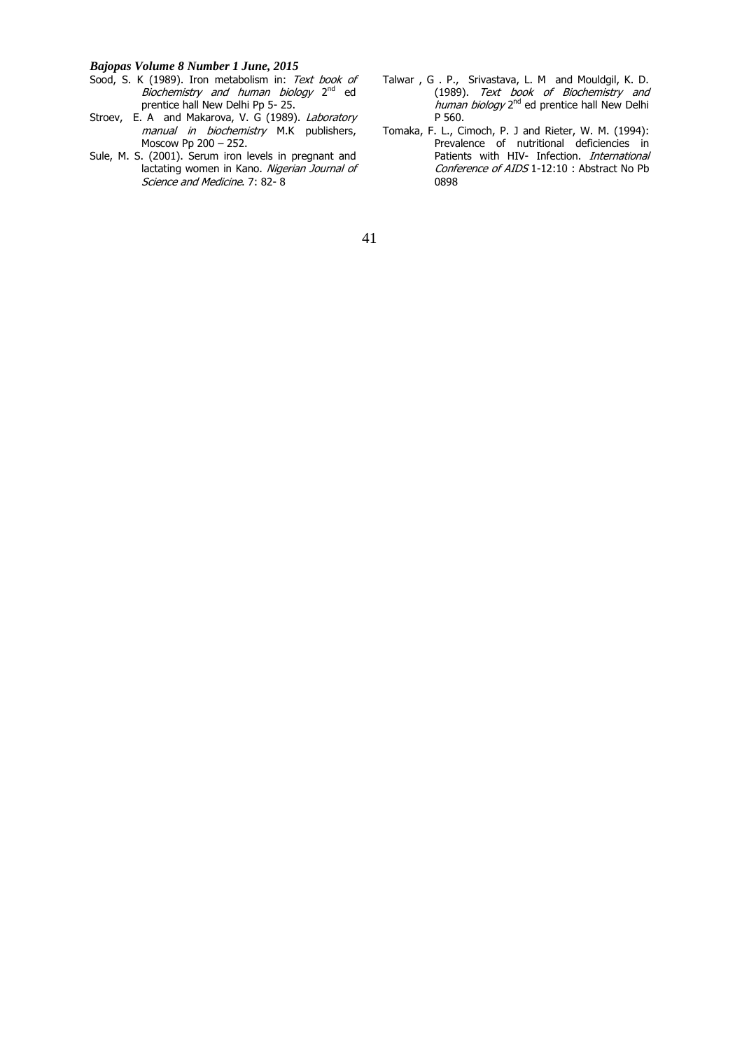Sood, S. K (1989). Iron metabolism in: *Text book of Biochemistry and human biology* 2nd ed prentice hall New Delhi Pp 5- 25.

Stroev, E. A and Makarova, V. G (1989). *Laboratory manual in biochemistry* M.K publishers, Moscow Pp 200 – 252.

Sule, M. S. (2001). Serum iron levels in pregnant and lactating women in Kano. *Nigerian Journal of Science and Medicine*. 7: 82- 8

Talwar , G . P., Srivastava, L. M and Mouldgil, K. D. (1989). *Text book of Biochemistry and human biology* 2nd ed prentice hall New Delhi P 560.

Tomaka, F. L., Cimoch, P. J and Rieter, W. M. (1994): Prevalence of nutritional deficiencies in Patients with HIV- Infection. *International Conference of AIDS* 1-12:10 : Abstract No Pb 0898